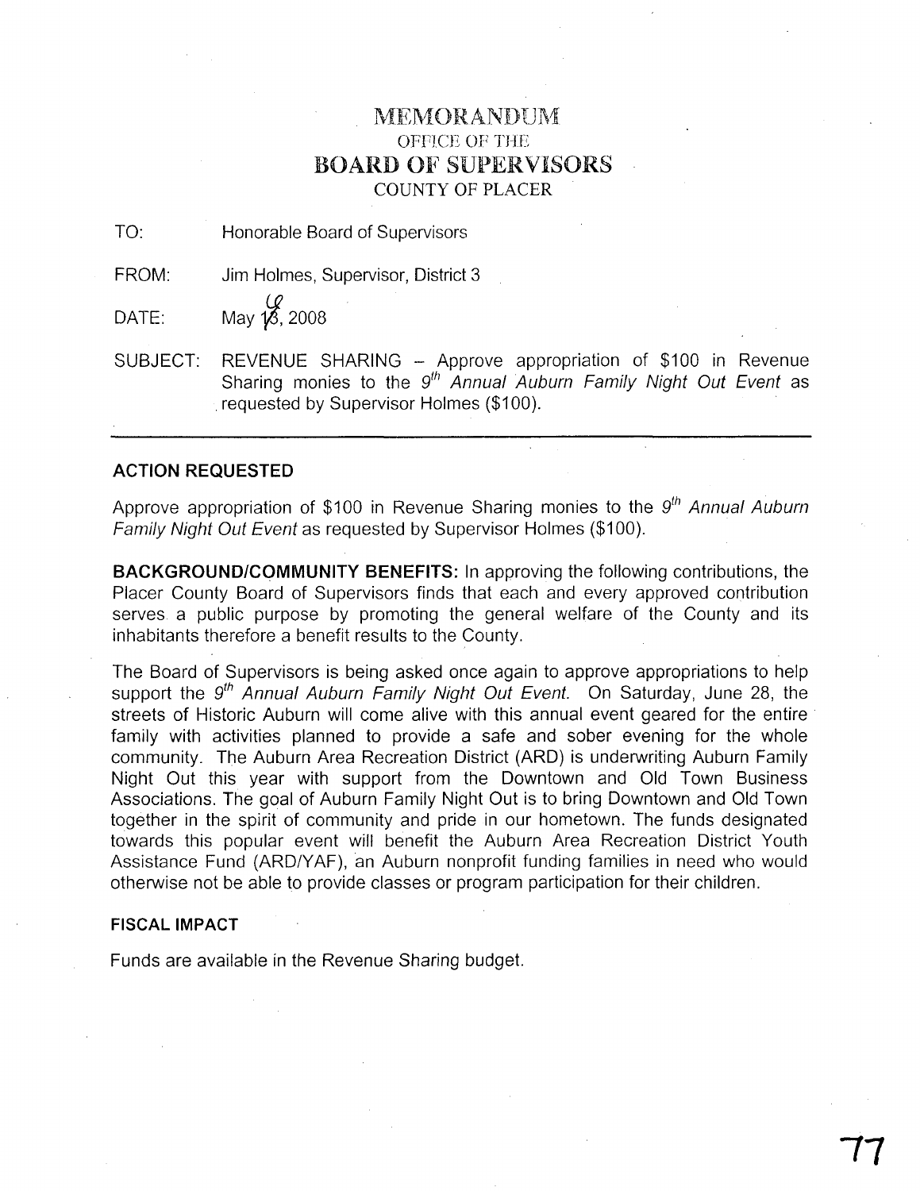# MEMORANDUM
## OFFICE OF THE
## BOARD OF SUPERVISORS
### COUNTY OF PLACER

TO: Honorable Board of Supervisors

FROM: Jim Holmes, Supervisor, District 3

DATE: May 6, 2008

SUBJECT: REVENUE SHARING – Approve appropriation of $100 in Revenue Sharing monies to the *9th Annual Auburn Family Night Out Event* as requested by Supervisor Holmes ($100).

---

**ACTION REQUESTED**

Approve appropriation of $100 in Revenue Sharing monies to the *9th Annual Auburn Family Night Out Event* as requested by Supervisor Holmes ($100).

**BACKGROUND/COMMUNITY BENEFITS:** In approving the following contributions, the Placer County Board of Supervisors finds that each and every approved contribution serves a public purpose by promoting the general welfare of the County and its inhabitants therefore a benefit results to the County.

The Board of Supervisors is being asked once again to approve appropriations to help support the *9th Annual Auburn Family Night Out Event.* On Saturday, June 28, the streets of Historic Auburn will come alive with this annual event geared for the entire family with activities planned to provide a safe and sober evening for the whole community. The Auburn Area Recreation District (ARD) is underwriting Auburn Family Night Out this year with support from the Downtown and Old Town Business Associations. The goal of Auburn Family Night Out is to bring Downtown and Old Town together in the spirit of community and pride in our hometown. The funds designated towards this popular event will benefit the Auburn Area Recreation District Youth Assistance Fund (ARD/YAF), an Auburn nonprofit funding families in need who would otherwise not be able to provide classes or program participation for their children.

**FISCAL IMPACT**

Funds are available in the Revenue Sharing budget.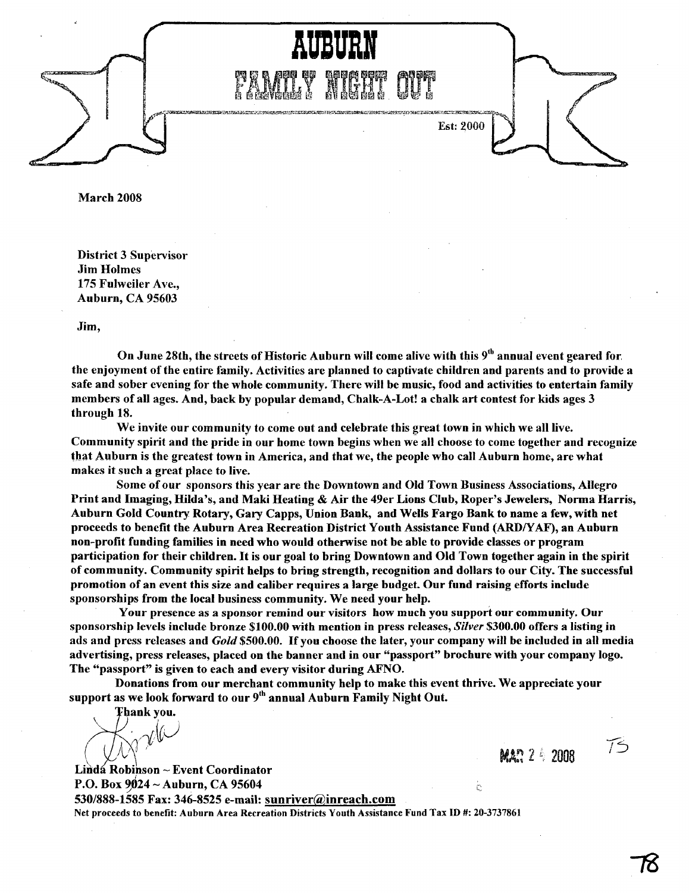# AUBURN
## FAMILY NIGHT OUT

Est: 2000

**March 2008**

**District 3 Supervisor**
**Jim Holmes**
**175 Fulweiler Ave.,**
**Auburn, CA 95603**

**Jim,**

**On June 28th, the streets of Historic Auburn will come alive with this 9th annual event geared for the enjoyment of the entire family. Activities are planned to captivate children and parents and to provide a safe and sober evening for the whole community. There will be music, food and activities to entertain family members of all ages. And, back by popular demand, Chalk-A-Lot! a chalk art contest for kids ages 3 through 18.**

**We invite our community to come out and celebrate this great town in which we all live. Community spirit and the pride in our home town begins when we all choose to come together and recognize that Auburn is the greatest town in America, and that we, the people who call Auburn home, are what makes it such a great place to live.**

**Some of our sponsors this year are the Downtown and Old Town Business Associations, Allegro Print and Imaging, Hilda's, and Maki Heating & Air the 49er Lions Club, Roper's Jewelers, Norma Harris, Auburn Gold Country Rotary, Gary Capps, Union Bank, and Wells Fargo Bank to name a few, with net proceeds to benefit the Auburn Area Recreation District Youth Assistance Fund (ARD/YAF), an Auburn non-profit funding families in need who would otherwise not be able to provide classes or program participation for their children. It is our goal to bring Downtown and Old Town together again in the spirit of community. Community spirit helps to bring strength, recognition and dollars to our City. The successful promotion of an event this size and caliber requires a large budget. Our fund raising efforts include sponsorships from the local business community. We need your help.**

**Your presence as a sponsor remind our visitors how much you support our community. Our sponsorship levels include bronze $100.00 with mention in press releases, *Silver* $300.00 offers a listing in ads and press releases and *Gold* $500.00. If you choose the later, your company will be included in all media advertising, press releases, placed on the banner and in our "passport" brochure with your company logo. The "passport" is given to each and every visitor during AFNO.**

**Donations from our merchant community help to make this event thrive. We appreciate your support as we look forward to our 9th annual Auburn Family Night Out.**

**Thank you.**

MAR 24 2008

TS

**Linda Robinson ~ Event Coordinator**
**P.O. Box 9024 ~ Auburn, CA 95604**
**530/888-1585 Fax: 346-8525 e-mail: sunriver@inreach.com**
**Net proceeds to benefit: Auburn Area Recreation Districts Youth Assistance Fund Tax ID #: 20-3737861**